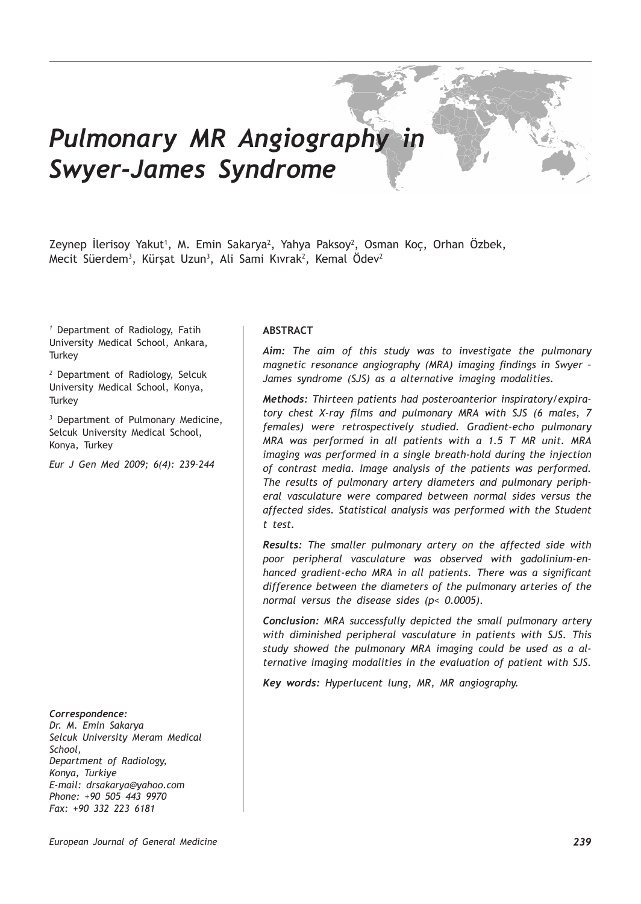# *Pulmonary MR Angiography in Swyer-James Syndrome*

Zeynep İlerisoy Yakut[1], M. Emin Sakarya[2], Yahya Paksoy[2], Osman Koç, Orhan Özbek, Mecit Süerdem[3], Kürşat Uzun[3], Ali Sami Kıvrak[2], Kemal Ödev[2]

*[1] Department of Radiology, Fatih University Medical School, Ankara, Turkey*

*[2] Department of Radiology, Selcuk University Medical School, Konya, Turkey*

*[3] Department of Pulmonary Medicine, Selcuk University Medical School, Konya, Turkey*

*Eur J Gen Med 2009; 6(4): 239-244*

**ABSTRACT**

***Aim:*** *The aim of this study was to investigate the pulmonary magnetic resonance angiography (MRA) imaging findings in Swyer – James syndrome (SJS) as a alternative imaging modalities.*

***Methods:*** *Thirteen patients had posteroanterior inspiratory/expiratory chest X-ray films and pulmonary MRA with SJS (6 males, 7 females) were retrospectively studied. Gradient-echo pulmonary MRA was performed in all patients with a 1.5 T MR unit. MRA imaging was performed in a single breath-hold during the injection of contrast media. Image analysis of the patients was performed. The results of pulmonary artery diameters and pulmonary peripheral vasculature were compared between normal sides versus the affected sides. Statistical analysis was performed with the Student t test.*

***Results:*** *The smaller pulmonary artery on the affected side with poor peripheral vasculature was observed with gadolinium-enhanced gradient-echo MRA in all patients. There was a significant difference between the diameters of the pulmonary arteries of the normal versus the disease sides ($p< 0.0005$).*

***Conclusion:*** *MRA successfully depicted the small pulmonary artery with diminished peripheral vasculature in patients with SJS. This study showed the pulmonary MRA imaging could be used as a alternative imaging modalities in the evaluation of patient with SJS.*

***Key words:*** *Hyperlucent lung, MR, MR angiography.*

***Correspondence:***
*Dr. M. Emin Sakarya*
*Selcuk University Meram Medical School,*
*Department of Radiology,*
*Konya, Turkiye*
*E-mail: drsakarya@yahoo.com*
*Phone: +90 505 443 9970*
*Fax: +90 332 223 6181*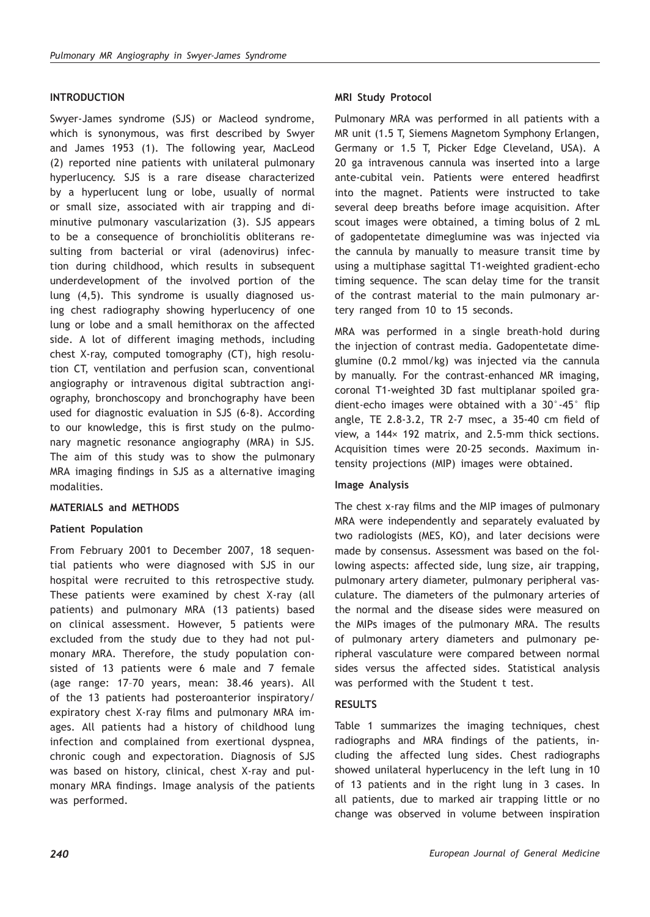## INTRODUCTION

Swyer-James syndrome (SJS) or Macleod syndrome, which is synonymous, was first described by Swyer and James 1953 (1). The following year, MacLeod (2) reported nine patients with unilateral pulmonary hyperlucency. SJS is a rare disease characterized by a hyperlucent lung or lobe, usually of normal or small size, associated with air trapping and diminutive pulmonary vascularization (3). SJS appears to be a consequence of bronchiolitis obliterans resulting from bacterial or viral (adenovirus) infection during childhood, which results in subsequent underdevelopment of the involved portion of the lung (4,5). This syndrome is usually diagnosed using chest radiography showing hyperlucency of one lung or lobe and a small hemithorax on the affected side. A lot of different imaging methods, including chest X-ray, computed tomography (CT), high resolution CT, ventilation and perfusion scan, conventional angiography or intravenous digital subtraction angiography, bronchoscopy and bronchography have been used for diagnostic evaluation in SJS (6-8). According to our knowledge, this is first study on the pulmonary magnetic resonance angiography (MRA) in SJS. The aim of this study was to show the pulmonary MRA imaging findings in SJS as a alternative imaging modalities.

## MATERIALS and METHODS

### Patient Population

From February 2001 to December 2007, 18 sequential patients who were diagnosed with SJS in our hospital were recruited to this retrospective study. These patients were examined by chest X-ray (all patients) and pulmonary MRA (13 patients) based on clinical assessment. However, 5 patients were excluded from the study due to they had not pulmonary MRA. Therefore, the study population consisted of 13 patients were 6 male and 7 female (age range: 17–70 years, mean: 38.46 years). All of the 13 patients had posteroanterior inspiratory/expiratory chest X-ray films and pulmonary MRA images. All patients had a history of childhood lung infection and complained from exertional dyspnea, chronic cough and expectoration. Diagnosis of SJS was based on history, clinical, chest X-ray and pulmonary MRA findings. Image analysis of the patients was performed.

### MRI Study Protocol

Pulmonary MRA was performed in all patients with a MR unit (1.5 T, Siemens Magnetom Symphony Erlangen, Germany or 1.5 T, Picker Edge Cleveland, USA). A 20 ga intravenous cannula was inserted into a large ante-cubital vein. Patients were entered headfirst into the magnet. Patients were instructed to take several deep breaths before image acquisition. After scout images were obtained, a timing bolus of 2 mL of gadopentetate dimeglumine was was injected via the cannula by manually to measure transit time by using a multiphase sagittal T1-weighted gradient-echo timing sequence. The scan delay time for the transit of the contrast material to the main pulmonary artery ranged from 10 to 15 seconds.

MRA was performed in a single breath-hold during the injection of contrast media. Gadopentetate dimeglumine (0.2 mmol/kg) was injected via the cannula by manually. For the contrast-enhanced MR imaging, coronal T1-weighted 3D fast multiplanar spoiled gradient-echo images were obtained with a 30°-45° flip angle, TE 2.8-3.2, TR 2-7 msec, a 35-40 cm field of view, a 144× 192 matrix, and 2.5-mm thick sections. Acquisition times were 20-25 seconds. Maximum intensity projections (MIP) images were obtained.

### Image Analysis

The chest x-ray films and the MIP images of pulmonary MRA were independently and separately evaluated by two radiologists (MES, KO), and later decisions were made by consensus. Assessment was based on the following aspects: affected side, lung size, air trapping, pulmonary artery diameter, pulmonary peripheral vasculature. The diameters of the pulmonary arteries of the normal and the disease sides were measured on the MIPs images of the pulmonary MRA. The results of pulmonary artery diameters and pulmonary peripheral vasculature were compared between normal sides versus the affected sides. Statistical analysis was performed with the Student t test.

## RESULTS

Table 1 summarizes the imaging techniques, chest radiographs and MRA findings of the patients, including the affected lung sides. Chest radiographs showed unilateral hyperlucency in the left lung in 10 of 13 patients and in the right lung in 3 cases. In all patients, due to marked air trapping little or no change was observed in volume between inspiration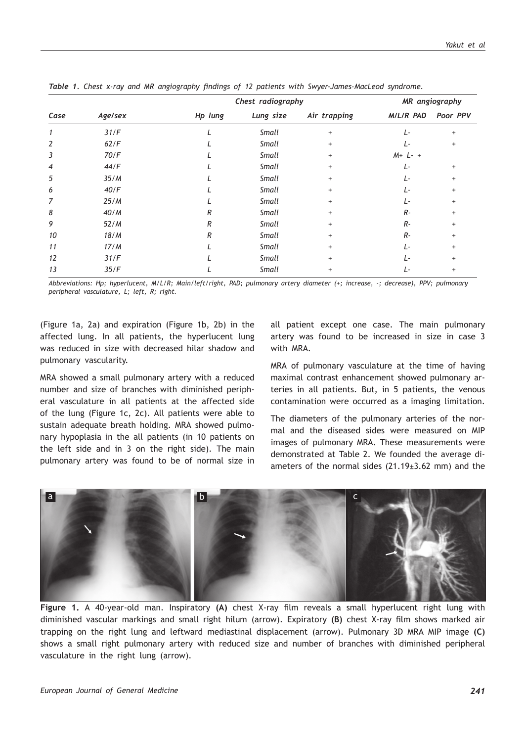*Table 1. Chest x-ray and MR angiography findings of 12 patients with Swyer-James-MacLeod syndrome.*

| | | Chest radiography | | | MR angiography | |
|---|---|---|---|---|---|---|
| Case | Age/sex | Hp lung | Lung size | Air trapping | M/L/R PAD | Poor PPV |
| 1 | 31/F | L | Small | + | L- | + |
| 2 | 62/F | L | Small | + | L- | + |
| 3 | 70/F | L | Small | + | M+ L- + | |
| 4 | 44/F | L | Small | + | L- | + |
| 5 | 35/M | L | Small | + | L- | + |
| 6 | 40/F | L | Small | + | L- | + |
| 7 | 25/M | L | Small | + | L- | + |
| 8 | 40/M | R | Small | + | R- | + |
| 9 | 52/M | R | Small | + | R- | + |
| 10 | 18/M | R | Small | + | R- | + |
| 11 | 17/M | L | Small | + | L- | + |
| 12 | 31/F | L | Small | + | L- | + |
| 13 | 35/F | L | Small | + | L- | + |

*Abbreviations: Hp; hyperlucent, M/L/R; Main/left/right, PAD; pulmonary artery diameter (+; increase, -; decrease), PPV; pulmonary peripheral vasculature, L; left, R; right.*

(Figure 1a, 2a) and expiration (Figure 1b, 2b) in the affected lung. In all patients, the hyperlucent lung was reduced in size with decreased hilar shadow and pulmonary vascularity.

MRA showed a small pulmonary artery with a reduced number and size of branches with diminished peripheral vasculature in all patients at the affected side of the lung (Figure 1c, 2c). All patients were able to sustain adequate breath holding. MRA showed pulmonary hypoplasia in the all patients (in 10 patients on the left side and in 3 on the right side). The main pulmonary artery was found to be of normal size in all patient except one case. The main pulmonary artery was found to be increased in size in case 3 with MRA.

MRA of pulmonary vasculature at the time of having maximal contrast enhancement showed pulmonary arteries in all patients. But, in 5 patients, the venous contamination were occurred as a imaging limitation.

The diameters of the pulmonary arteries of the normal and the diseased sides were measured on MIP images of pulmonary MRA. These measurements were demonstrated at Table 2. We founded the average diameters of the normal sides (21.19±3.62 mm) and the

**Figure 1.** A 40-year-old man. Inspiratory **(A)** chest X-ray film reveals a small hyperlucent right lung with diminished vascular markings and small right hilum (arrow). Expiratory **(B)** chest X-ray film shows marked air trapping on the right lung and leftward mediastinal displacement (arrow). Pulmonary 3D MRA MIP image **(C)** shows a small right pulmonary artery with reduced size and number of branches with diminished peripheral vasculature in the right lung (arrow).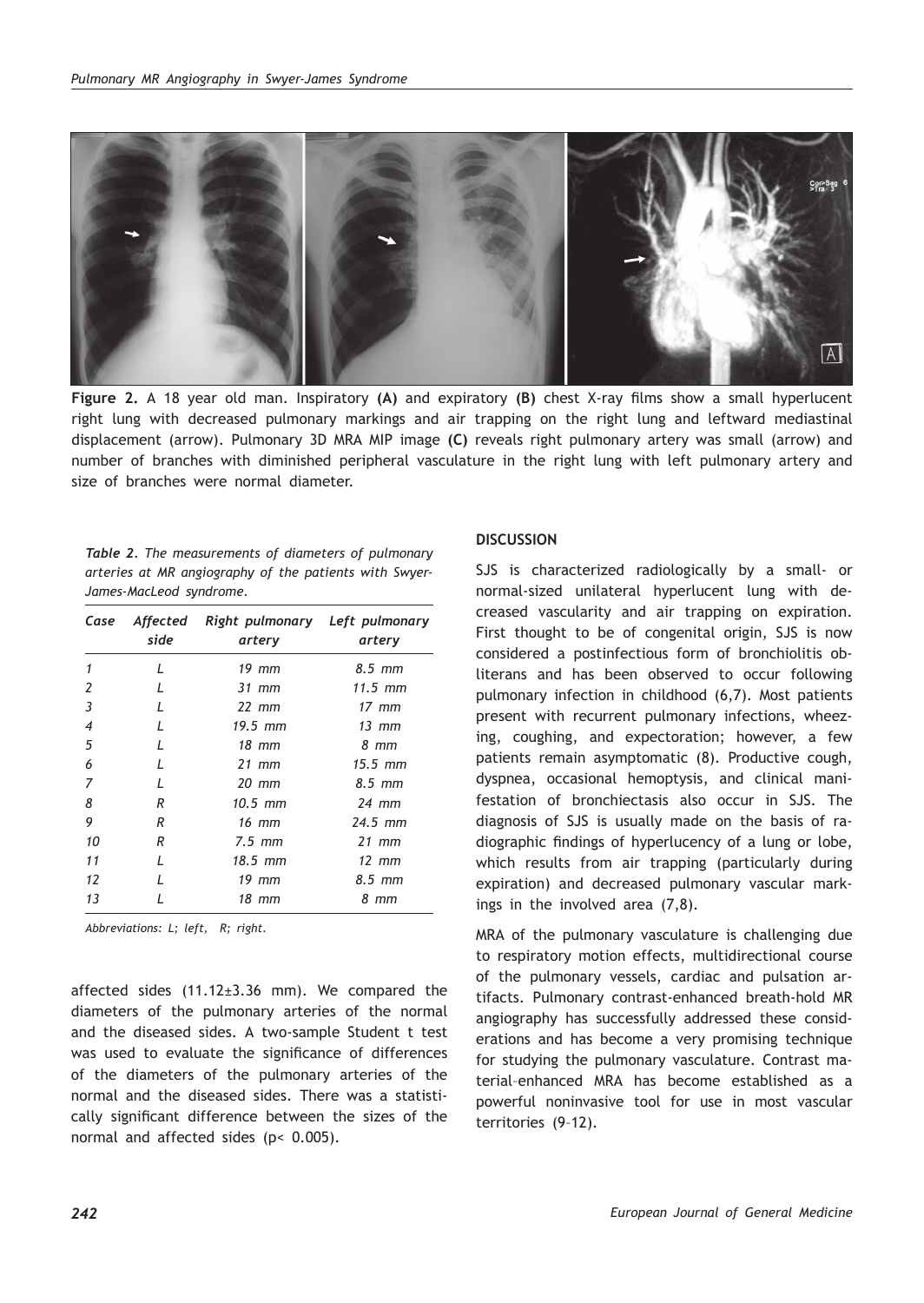Figure 2. A 18 year old man. Inspiratory **(A)** and expiratory **(B)** chest X-ray films show a small hyperlucent right lung with decreased pulmonary markings and air trapping on the right lung and leftward mediastinal displacement (arrow). Pulmonary 3D MRA MIP image **(C)** reveals right pulmonary artery was small (arrow) and number of branches with diminished peripheral vasculature in the right lung with left pulmonary artery and size of branches were normal diameter.

*Table 2. The measurements of diameters of pulmonary arteries at MR angiography of the patients with Swyer-James-MacLeod syndrome.*

| Case | Affected side | Right pulmonary artery | Left pulmonary artery |
|---|---|---|---|
| 1 | L | 19 mm | 8.5 mm |
| 2 | L | 31 mm | 11.5 mm |
| 3 | L | 22 mm | 17 mm |
| 4 | L | 19.5 mm | 13 mm |
| 5 | L | 18 mm | 8 mm |
| 6 | L | 21 mm | 15.5 mm |
| 7 | L | 20 mm | 8.5 mm |
| 8 | R | 10.5 mm | 24 mm |
| 9 | R | 16 mm | 24.5 mm |
| 10 | R | 7.5 mm | 21 mm |
| 11 | L | 18.5 mm | 12 mm |
| 12 | L | 19 mm | 8.5 mm |
| 13 | L | 18 mm | 8 mm |

*Abbreviations: L; left, R; right.*

affected sides (11.12±3.36 mm). We compared the diameters of the pulmonary arteries of the normal and the diseased sides. A two-sample Student t test was used to evaluate the significance of differences of the diameters of the pulmonary arteries of the normal and the diseased sides. There was a statistically significant difference between the sizes of the normal and affected sides ($p < 0.005$).

## DISCUSSION

SJS is characterized radiologically by a small- or normal-sized unilateral hyperlucent lung with decreased vascularity and air trapping on expiration. First thought to be of congenital origin, SJS is now considered a postinfectious form of bronchiolitis obliterans and has been observed to occur following pulmonary infection in childhood (6,7). Most patients present with recurrent pulmonary infections, wheezing, coughing, and expectoration; however, a few patients remain asymptomatic (8). Productive cough, dyspnea, occasional hemoptysis, and clinical manifestation of bronchiectasis also occur in SJS. The diagnosis of SJS is usually made on the basis of radiographic findings of hyperlucency of a lung or lobe, which results from air trapping (particularly during expiration) and decreased pulmonary vascular markings in the involved area (7,8).

MRA of the pulmonary vasculature is challenging due to respiratory motion effects, multidirectional course of the pulmonary vessels, cardiac and pulsation artifacts. Pulmonary contrast-enhanced breath-hold MR angiography has successfully addressed these considerations and has become a very promising technique for studying the pulmonary vasculature. Contrast material–enhanced MRA has become established as a powerful noninvasive tool for use in most vascular territories (9–12).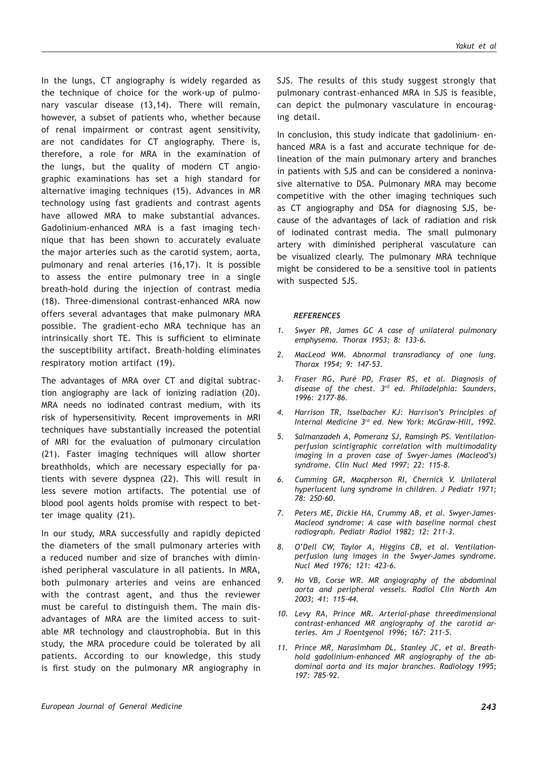In the lungs, CT angiography is widely regarded as the technique of choice for the work-up of pulmonary vascular disease (13,14). There will remain, however, a subset of patients who, whether because of renal impairment or contrast agent sensitivity, are not candidates for CT angiography. There is, therefore, a role for MRA in the examination of the lungs, but the quality of modern CT angiographic examinations has set a high standard for alternative imaging techniques (15). Advances in MR technology using fast gradients and contrast agents have allowed MRA to make substantial advances. Gadolinium-enhanced MRA is a fast imaging technique that has been shown to accurately evaluate the major arteries such as the carotid system, aorta, pulmonary and renal arteries (16,17). It is possible to assess the entire pulmonary tree in a single breath-hold during the injection of contrast media (18). Three-dimensional contrast-enhanced MRA now offers several advantages that make pulmonary MRA possible. The gradient-echo MRA technique has an intrinsically short TE. This is sufficient to eliminate the susceptibility artifact. Breath-holding eliminates respiratory motion artifact (19).

The advantages of MRA over CT and digital subtraction angiography are lack of ionizing radiation (20). MRA needs no iodinated contrast medium, with its risk of hypersensitivity. Recent improvements in MRI techniques have substantially increased the potential of MRI for the evaluation of pulmonary circulation (21). Faster imaging techniques will allow shorter breathholds, which are necessary especially for patients with severe dyspnea (22). This will result in less severe motion artifacts. The potential use of blood pool agents holds promise with respect to better image quality (21).

In our study, MRA successfully and rapidly depicted the diameters of the small pulmonary arteries with a reduced number and size of branches with diminished peripheral vasculature in all patients. In MRA, both pulmonary arteries and veins are enhanced with the contrast agent, and thus the reviewer must be careful to distinguish them. The main disadvantages of MRA are the limited access to suitable MR technology and claustrophobia. But in this study, the MRA procedure could be tolerated by all patients. According to our knowledge, this study is first study on the pulmonary MR angiography in SJS. The results of this study suggest strongly that pulmonary contrast-enhanced MRA in SJS is feasible, can depict the pulmonary vasculature in encouraging detail.

In conclusion, this study indicate that gadolinium- enhanced MRA is a fast and accurate technique for delineation of the main pulmonary artery and branches in patients with SJS and can be considered a noninvasive alternative to DSA. Pulmonary MRA may become competitive with the other imaging techniques such as CT angiography and DSA for diagnosing SJS, because of the advantages of lack of radiation and risk of iodinated contrast media. The small pulmonary artery with diminished peripheral vasculature can be visualized clearly. The pulmonary MRA technique might be considered to be a sensitive tool in patients with suspected SJS.

### *REFERENCES*

1. *Swyer PR, James GC A case of unilateral pulmonary emphysema. Thorax 1953; 8: 133-6.*
2. *MacLeod WM. Abnormal transradiancy of one lung. Thorax 1954; 9: 147-53.*
3. *Fraser RG, Puré PD, Fraser RS, et al. Diagnosis of disease of the chest. 3rd ed. Philadelphia: Saunders, 1996: 2177-86.*
4. *Harrison TR, Isselbacher KJ: Harrison's Principles of Internal Medicine 3rd ed. New York: McGraw-Hill, 1992.*
5. *Salmanzadeh A, Pomeranz SJ, Ramsingh PS. Ventilation-perfusion scintigraphic correlation with multimodality imaging in a proven case of Swyer-James (Macleod's) syndrome. Clin Nucl Med 1997; 22: 115-8.*
6. *Cumming GR, Macpherson RI, Chernick V. Unilateral hyperlucent lung syndrome in children. J Pediatr 1971; 78: 250-60.*
7. *Peters ME, Dickie HA, Crummy AB, et al. Swyer-James-Macleod syndrome: A case with baseline normal chest radiograph. Pediatr Radiol 1982; 12: 211-3.*
8. *O'Dell CW, Taylor A, Higgins CB, et al. Ventilation-perfusion lung images in the Swyer-James syndrome. Nucl Med 1976; 121: 423-6.*
9. *Ho VB, Corse WR. MR angiography of the abdominal aorta and peripheral vessels. Radiol Clin North Am 2003; 41: 115-44.*
10. *Levy RA, Prince MR. Arterial-phase threedimensional contrast-enhanced MR angiography of the carotid arteries. Am J Roentgenol 1996; 167: 211-5.*
11. *Prince MR, Narasimham DL, Stanley JC, et al. Breath-hold gadolinium-enhanced MR angiography of the abdominal aorta and its major branches. Radiology 1995; 197: 785-92.*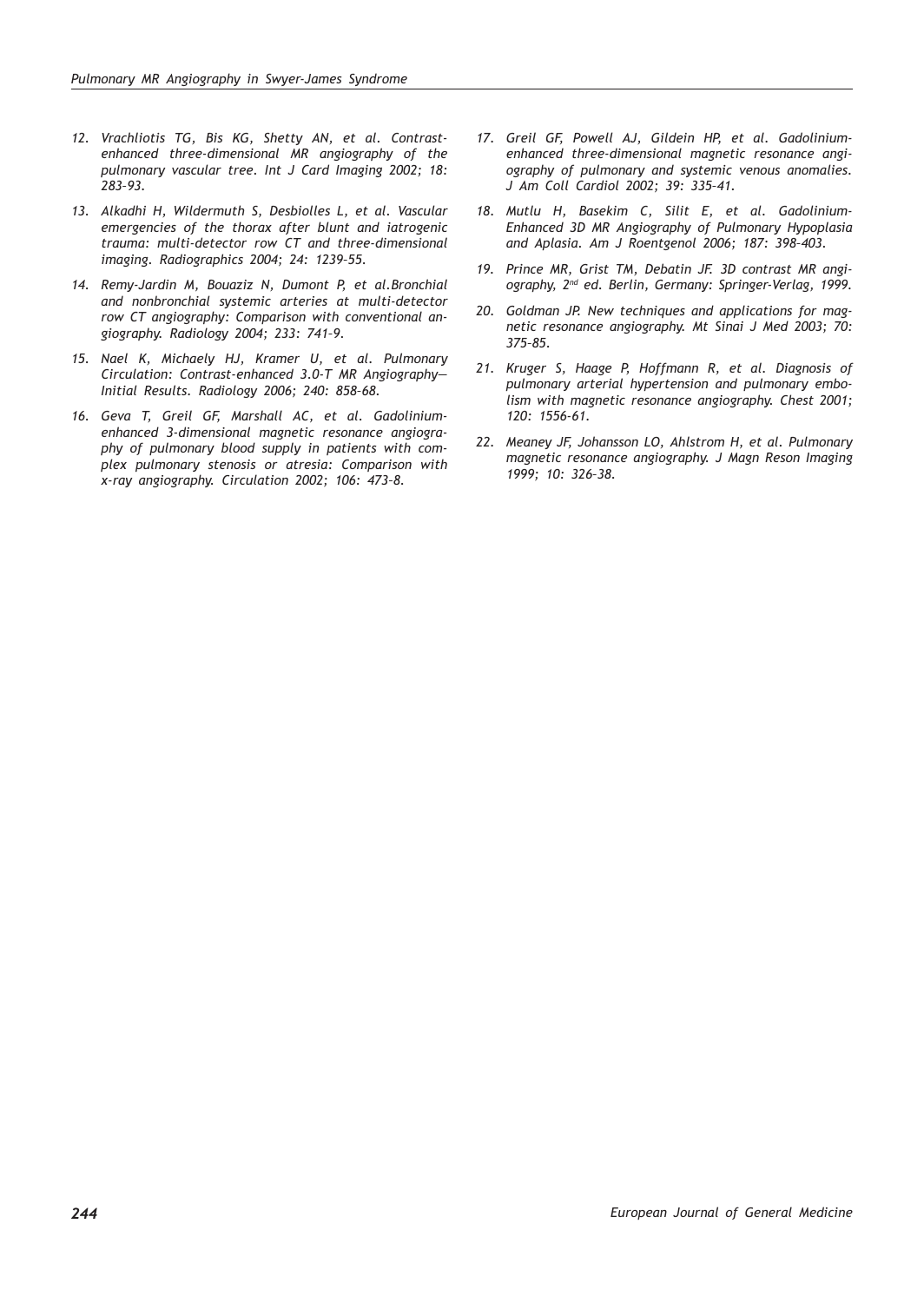12. Vrachliotis TG, Bis KG, Shetty AN, et al. Contrast-enhanced three-dimensional MR angiography of the pulmonary vascular tree. Int J Card Imaging 2002; 18: 283-93.

13. Alkadhi H, Wildermuth S, Desbiolles L, et al. Vascular emergencies of the thorax after blunt and iatrogenic trauma: multi-detector row CT and three-dimensional imaging. Radiographics 2004; 24: 1239-55.

14. Remy-Jardin M, Bouaziz N, Dumont P, et al.Bronchial and nonbronchial systemic arteries at multi-detector row CT angiography: Comparison with conventional angiography. Radiology 2004; 233: 741-9.

15. Nael K, Michaely HJ, Kramer U, et al. Pulmonary Circulation: Contrast-enhanced 3.0-T MR Angiography—Initial Results. Radiology 2006; 240: 858-68.

16. Geva T, Greil GF, Marshall AC, et al. Gadolinium-enhanced 3-dimensional magnetic resonance angiography of pulmonary blood supply in patients with complex pulmonary stenosis or atresia: Comparison with x-ray angiography. Circulation 2002; 106: 473-8.

17. Greil GF, Powell AJ, Gildein HP, et al. Gadolinium-enhanced three-dimensional magnetic resonance angiography of pulmonary and systemic venous anomalies. J Am Coll Cardiol 2002; 39: 335-41.

18. Mutlu H, Basekim C, Silit E, et al. Gadolinium-Enhanced 3D MR Angiography of Pulmonary Hypoplasia and Aplasia. Am J Roentgenol 2006; 187: 398-403.

19. Prince MR, Grist TM, Debatin JF. 3D contrast MR angiography, 2nd ed. Berlin, Germany: Springer-Verlag, 1999.

20. Goldman JP. New techniques and applications for magnetic resonance angiography. Mt Sinai J Med 2003; 70: 375-85.

21. Kruger S, Haage P, Hoffmann R, et al. Diagnosis of pulmonary arterial hypertension and pulmonary embolism with magnetic resonance angiography. Chest 2001; 120: 1556-61.

22. Meaney JF, Johansson LO, Ahlstrom H, et al. Pulmonary magnetic resonance angiography. J Magn Reson Imaging 1999; 10: 326-38.